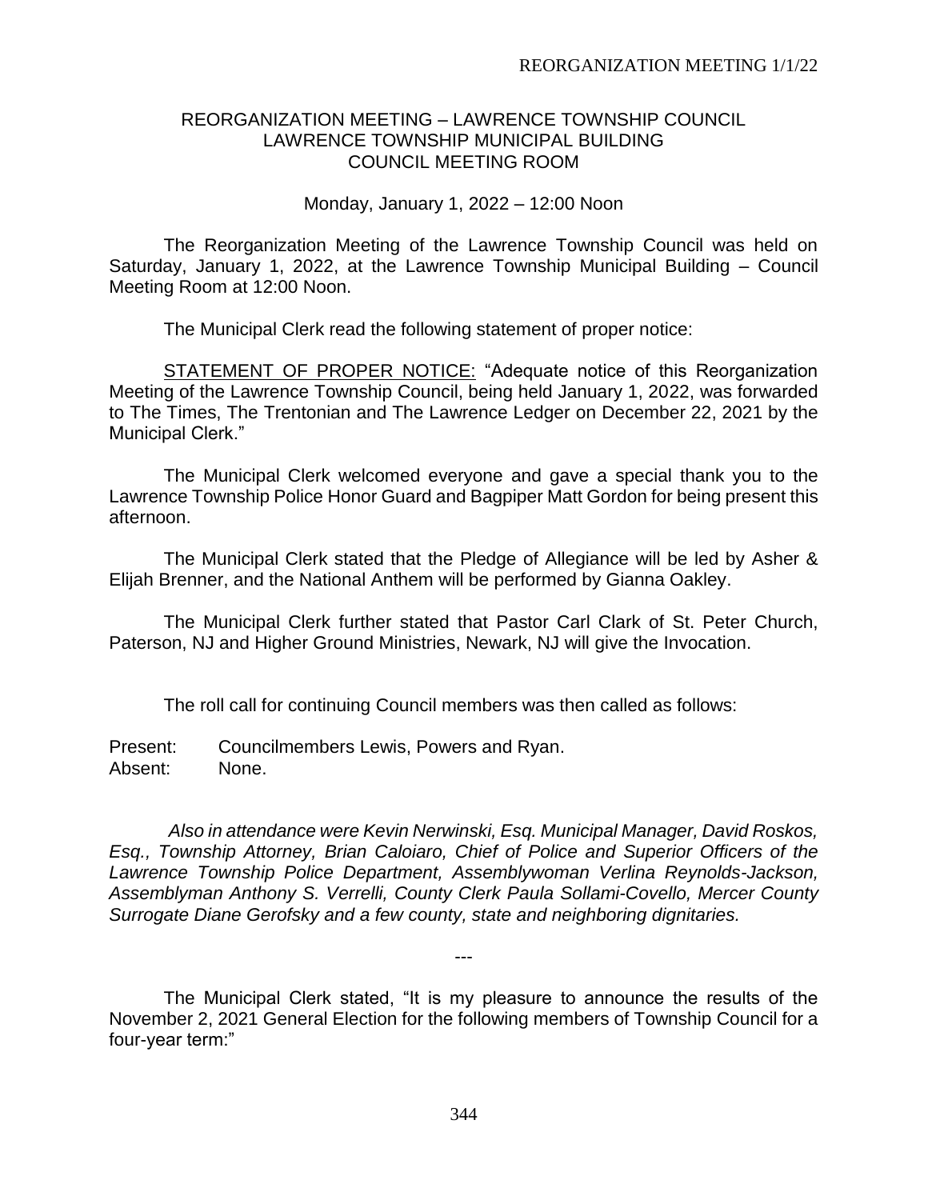## REORGANIZATION MEETING – LAWRENCE TOWNSHIP COUNCIL
## LAWRENCE TOWNSHIP MUNICIPAL BUILDING
## COUNCIL MEETING ROOM

Monday, January 1, 2022 – 12:00 Noon

The Reorganization Meeting of the Lawrence Township Council was held on Saturday, January 1, 2022, at the Lawrence Township Municipal Building – Council Meeting Room at 12:00 Noon.

The Municipal Clerk read the following statement of proper notice:

STATEMENT OF PROPER NOTICE: "Adequate notice of this Reorganization Meeting of the Lawrence Township Council, being held January 1, 2022, was forwarded to The Times, The Trentonian and The Lawrence Ledger on December 22, 2021 by the Municipal Clerk."

The Municipal Clerk welcomed everyone and gave a special thank you to the Lawrence Township Police Honor Guard and Bagpiper Matt Gordon for being present this afternoon.

The Municipal Clerk stated that the Pledge of Allegiance will be led by Asher & Elijah Brenner, and the National Anthem will be performed by Gianna Oakley.

The Municipal Clerk further stated that Pastor Carl Clark of St. Peter Church, Paterson, NJ and Higher Ground Ministries, Newark, NJ will give the Invocation.

The roll call for continuing Council members was then called as follows:

Present: Councilmembers Lewis, Powers and Ryan.
Absent: None.

*Also in attendance were Kevin Nerwinski, Esq. Municipal Manager, David Roskos, Esq., Township Attorney, Brian Caloiaro, Chief of Police and Superior Officers of the Lawrence Township Police Department, Assemblywoman Verlina Reynolds-Jackson, Assemblyman Anthony S. Verrelli, County Clerk Paula Sollami-Covello, Mercer County Surrogate Diane Gerofsky and a few county, state and neighboring dignitaries.*

---

The Municipal Clerk stated, "It is my pleasure to announce the results of the November 2, 2021 General Election for the following members of Township Council for a four-year term:"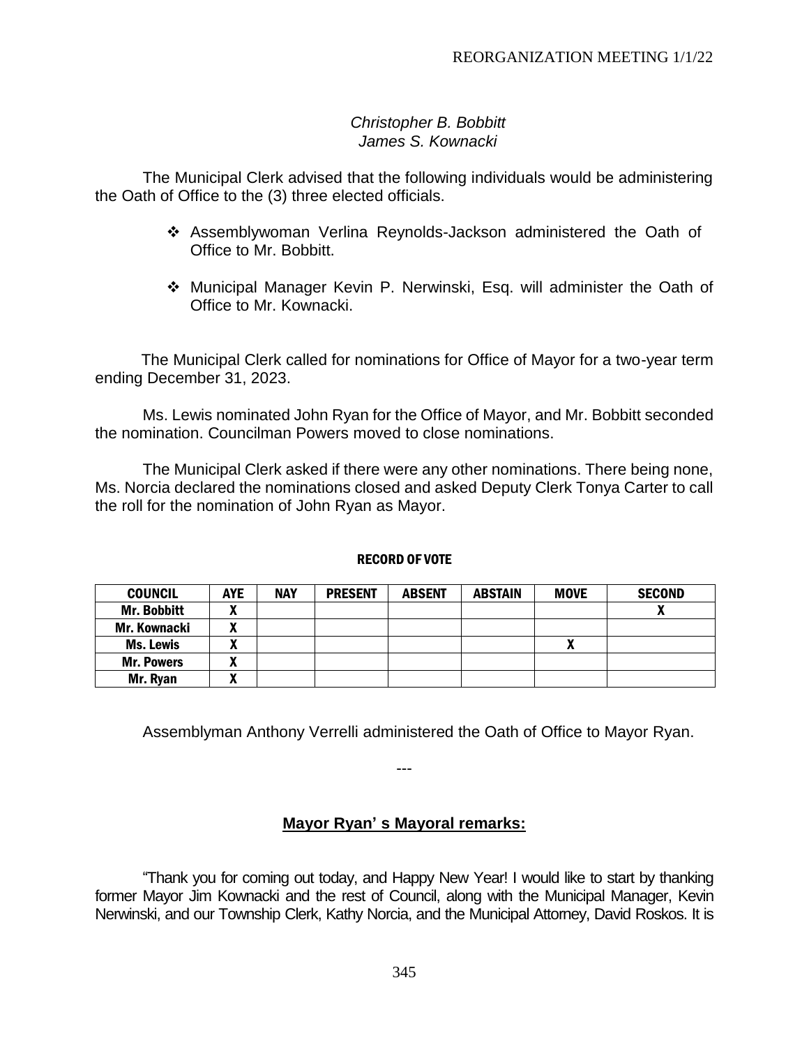*Christopher B. Bobbitt*
*James S. Kownacki*

The Municipal Clerk advised that the following individuals would be administering the Oath of Office to the (3) three elected officials.

- Assemblywoman Verlina Reynolds-Jackson administered the Oath of Office to Mr. Bobbitt.
- Municipal Manager Kevin P. Nerwinski, Esq. will administer the Oath of Office to Mr. Kownacki.

The Municipal Clerk called for nominations for Office of Mayor for a two-year term ending December 31, 2023.

Ms. Lewis nominated John Ryan for the Office of Mayor, and Mr. Bobbitt seconded the nomination. Councilman Powers moved to close nominations.

The Municipal Clerk asked if there were any other nominations. There being none, Ms. Norcia declared the nominations closed and asked Deputy Clerk Tonya Carter to call the roll for the nomination of John Ryan as Mayor.

**RECORD OF VOTE**

| COUNCIL | AYE | NAY | PRESENT | ABSENT | ABSTAIN | MOVE | SECOND |
|---|---|---|---|---|---|---|---|
| Mr. Bobbitt | X | | | | | | X |
| Mr. Kownacki | X | | | | | | |
| Ms. Lewis | X | | | | | X | |
| Mr. Powers | X | | | | | | |
| Mr. Ryan | X | | | | | | |

Assemblyman Anthony Verrelli administered the Oath of Office to Mayor Ryan.

---

**<u>Mayor Ryan' s Mayoral remarks:</u>**

"Thank you for coming out today, and Happy New Year! I would like to start by thanking former Mayor Jim Kownacki and the rest of Council, along with the Municipal Manager, Kevin Nerwinski, and our Township Clerk, Kathy Norcia, and the Municipal Attorney, David Roskos. It is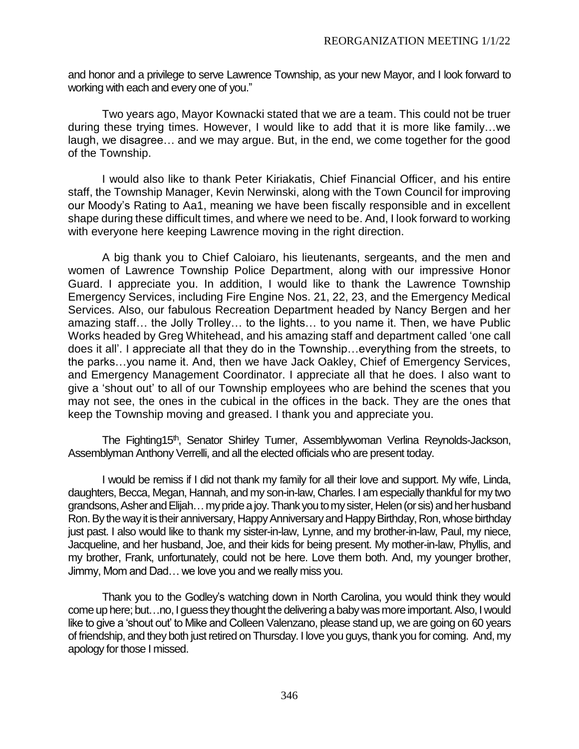and honor and a privilege to serve Lawrence Township, as your new Mayor, and I look forward to working with each and every one of you."

Two years ago, Mayor Kownacki stated that we are a team. This could not be truer during these trying times. However, I would like to add that it is more like family…we laugh, we disagree… and we may argue. But, in the end, we come together for the good of the Township.

I would also like to thank Peter Kiriakatis, Chief Financial Officer, and his entire staff, the Township Manager, Kevin Nerwinski, along with the Town Council for improving our Moody's Rating to Aa1, meaning we have been fiscally responsible and in excellent shape during these difficult times, and where we need to be. And, I look forward to working with everyone here keeping Lawrence moving in the right direction.

A big thank you to Chief Caloiaro, his lieutenants, sergeants, and the men and women of Lawrence Township Police Department, along with our impressive Honor Guard. I appreciate you. In addition, I would like to thank the Lawrence Township Emergency Services, including Fire Engine Nos. 21, 22, 23, and the Emergency Medical Services. Also, our fabulous Recreation Department headed by Nancy Bergen and her amazing staff… the Jolly Trolley… to the lights… to you name it. Then, we have Public Works headed by Greg Whitehead, and his amazing staff and department called 'one call does it all'. I appreciate all that they do in the Township…everything from the streets, to the parks…you name it. And, then we have Jack Oakley, Chief of Emergency Services, and Emergency Management Coordinator. I appreciate all that he does. I also want to give a 'shout out' to all of our Township employees who are behind the scenes that you may not see, the ones in the cubical in the offices in the back. They are the ones that keep the Township moving and greased. I thank you and appreciate you.

The Fighting15th, Senator Shirley Turner, Assemblywoman Verlina Reynolds-Jackson, Assemblyman Anthony Verrelli, and all the elected officials who are present today.

I would be remiss if I did not thank my family for all their love and support. My wife, Linda, daughters, Becca, Megan, Hannah, and my son-in-law, Charles. I am especially thankful for my two grandsons, Asher and Elijah… my pride a joy. Thank you to my sister, Helen (or sis) and her husband Ron. By the way it is their anniversary, Happy Anniversary and Happy Birthday, Ron, whose birthday just past. I also would like to thank my sister-in-law, Lynne, and my brother-in-law, Paul, my niece, Jacqueline, and her husband, Joe, and their kids for being present. My mother-in-law, Phyllis, and my brother, Frank, unfortunately, could not be here. Love them both. And, my younger brother, Jimmy, Mom and Dad… we love you and we really miss you.

Thank you to the Godley's watching down in North Carolina, you would think they would come up here; but…no, I guess they thought the delivering a baby was more important. Also, I would like to give a 'shout out' to Mike and Colleen Valenzano, please stand up, we are going on 60 years of friendship, and they both just retired on Thursday. I love you guys, thank you for coming. And, my apology for those I missed.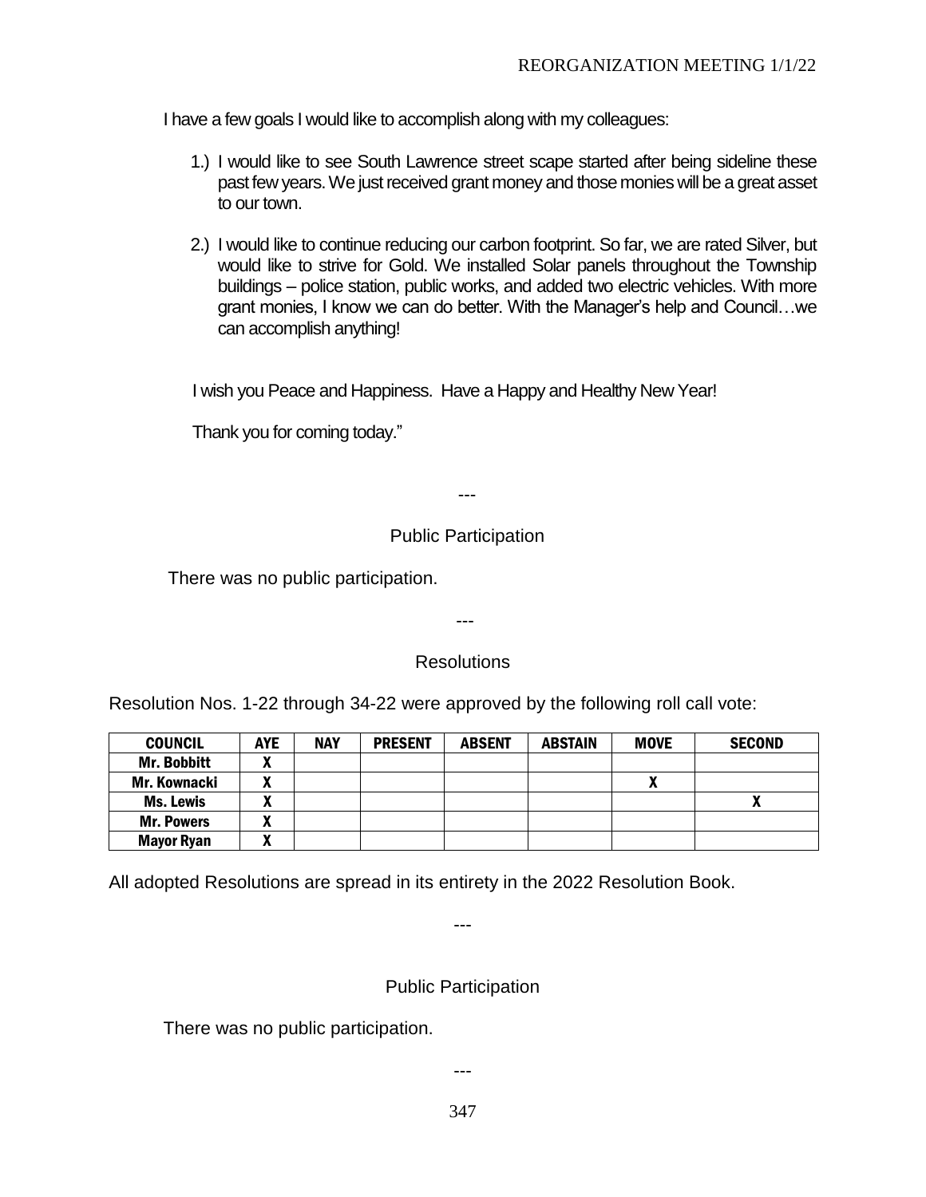I have a few goals I would like to accomplish along with my colleagues:

1.) I would like to see South Lawrence street scape started after being sideline these past few years. We just received grant money and those monies will be a great asset to our town.

2.) I would like to continue reducing our carbon footprint. So far, we are rated Silver, but would like to strive for Gold. We installed Solar panels throughout the Township buildings – police station, public works, and added two electric vehicles. With more grant monies, I know we can do better. With the Manager's help and Council…we can accomplish anything!

I wish you Peace and Happiness. Have a Happy and Healthy New Year!

Thank you for coming today."

---

Public Participation

There was no public participation.

---

Resolutions

Resolution Nos. 1-22 through 34-22 were approved by the following roll call vote:

| COUNCIL | AYE | NAY | PRESENT | ABSENT | ABSTAIN | MOVE | SECOND |
|---|---|---|---|---|---|---|---|
| Mr. Bobbitt | X | | | | | | |
| Mr. Kownacki | X | | | | | X | |
| Ms. Lewis | X | | | | | | X |
| Mr. Powers | X | | | | | | |
| Mayor Ryan | X | | | | | | |

All adopted Resolutions are spread in its entirety in the 2022 Resolution Book.

---

Public Participation

There was no public participation.

---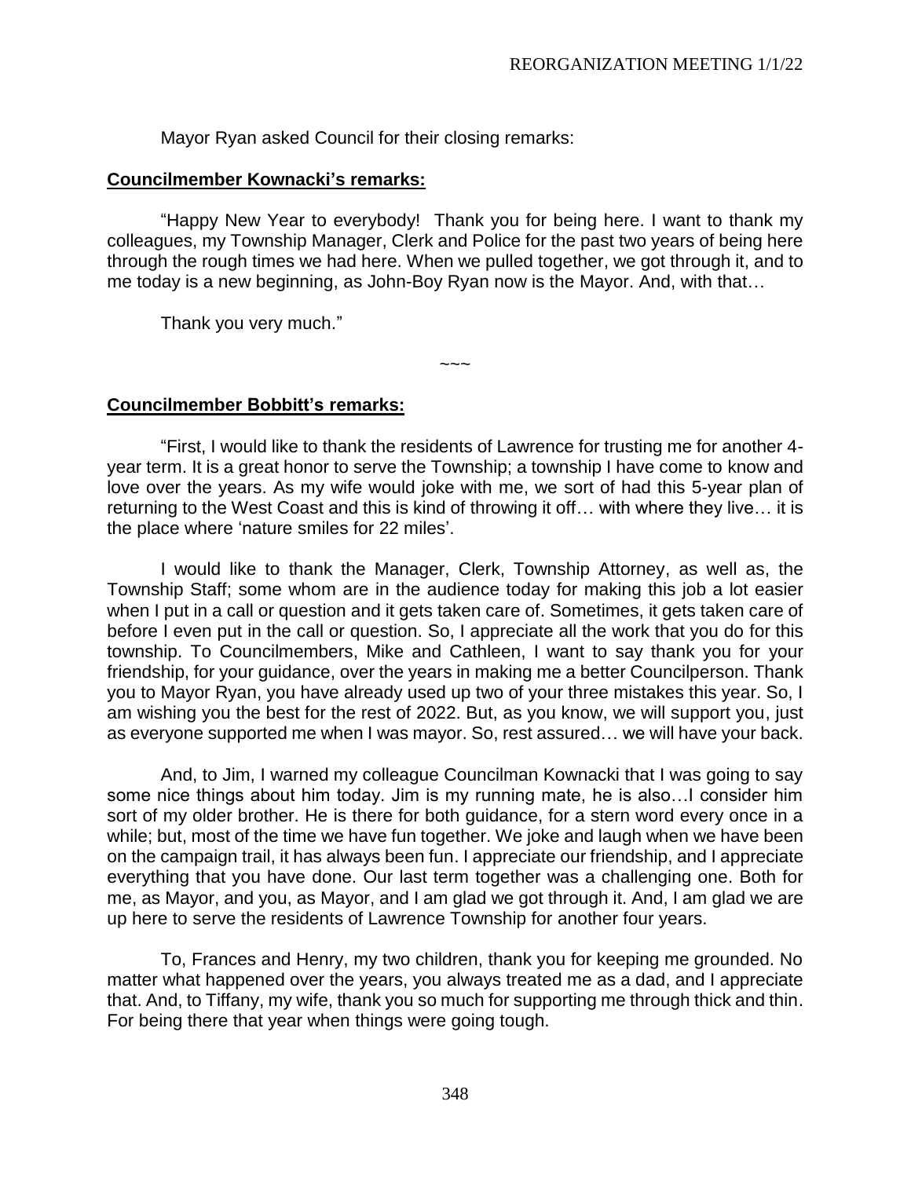Mayor Ryan asked Council for their closing remarks:

**Councilmember Kownacki's remarks:**

"Happy New Year to everybody! Thank you for being here. I want to thank my colleagues, my Township Manager, Clerk and Police for the past two years of being here through the rough times we had here. When we pulled together, we got through it, and to me today is a new beginning, as John-Boy Ryan now is the Mayor. And, with that…

Thank you very much."

~~~

**Councilmember Bobbitt's remarks:**

"First, I would like to thank the residents of Lawrence for trusting me for another 4-year term. It is a great honor to serve the Township; a township I have come to know and love over the years. As my wife would joke with me, we sort of had this 5-year plan of returning to the West Coast and this is kind of throwing it off… with where they live… it is the place where 'nature smiles for 22 miles'.

I would like to thank the Manager, Clerk, Township Attorney, as well as, the Township Staff; some whom are in the audience today for making this job a lot easier when I put in a call or question and it gets taken care of. Sometimes, it gets taken care of before I even put in the call or question. So, I appreciate all the work that you do for this township. To Councilmembers, Mike and Cathleen, I want to say thank you for your friendship, for your guidance, over the years in making me a better Councilperson. Thank you to Mayor Ryan, you have already used up two of your three mistakes this year. So, I am wishing you the best for the rest of 2022. But, as you know, we will support you, just as everyone supported me when I was mayor. So, rest assured… we will have your back.

And, to Jim, I warned my colleague Councilman Kownacki that I was going to say some nice things about him today. Jim is my running mate, he is also…I consider him sort of my older brother. He is there for both guidance, for a stern word every once in a while; but, most of the time we have fun together. We joke and laugh when we have been on the campaign trail, it has always been fun. I appreciate our friendship, and I appreciate everything that you have done. Our last term together was a challenging one. Both for me, as Mayor, and you, as Mayor, and I am glad we got through it. And, I am glad we are up here to serve the residents of Lawrence Township for another four years.

To, Frances and Henry, my two children, thank you for keeping me grounded. No matter what happened over the years, you always treated me as a dad, and I appreciate that. And, to Tiffany, my wife, thank you so much for supporting me through thick and thin. For being there that year when things were going tough.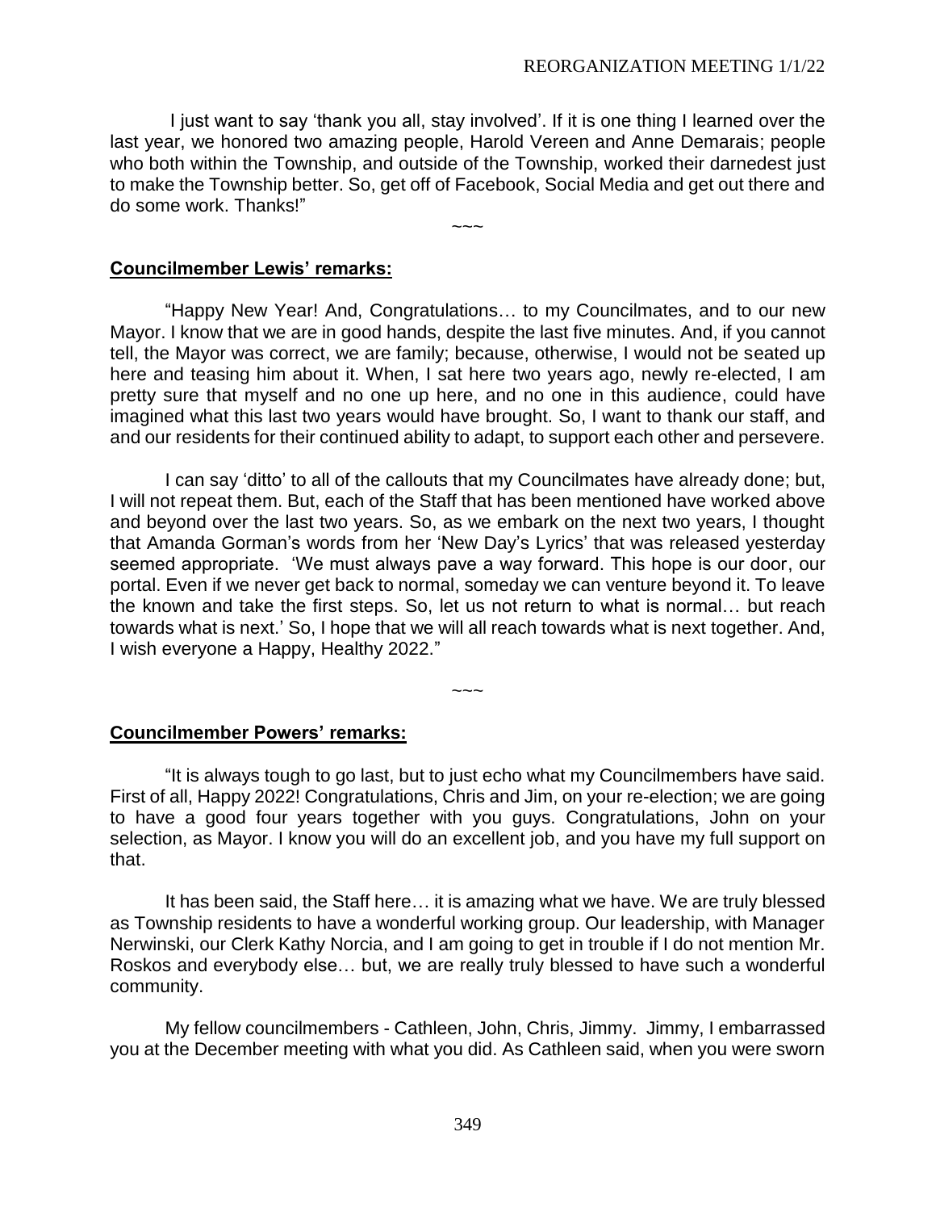I just want to say 'thank you all, stay involved'. If it is one thing I learned over the last year, we honored two amazing people, Harold Vereen and Anne Demarais; people who both within the Township, and outside of the Township, worked their darnedest just to make the Township better. So, get off of Facebook, Social Media and get out there and do some work. Thanks!"

~~~

**Councilmember Lewis' remarks:**

"Happy New Year! And, Congratulations… to my Councilmates, and to our new Mayor. I know that we are in good hands, despite the last five minutes. And, if you cannot tell, the Mayor was correct, we are family; because, otherwise, I would not be seated up here and teasing him about it. When, I sat here two years ago, newly re-elected, I am pretty sure that myself and no one up here, and no one in this audience, could have imagined what this last two years would have brought. So, I want to thank our staff, and and our residents for their continued ability to adapt, to support each other and persevere.

I can say 'ditto' to all of the callouts that my Councilmates have already done; but, I will not repeat them. But, each of the Staff that has been mentioned have worked above and beyond over the last two years. So, as we embark on the next two years, I thought that Amanda Gorman's words from her 'New Day's Lyrics' that was released yesterday seemed appropriate. 'We must always pave a way forward. This hope is our door, our portal. Even if we never get back to normal, someday we can venture beyond it. To leave the known and take the first steps. So, let us not return to what is normal… but reach towards what is next.' So, I hope that we will all reach towards what is next together. And, I wish everyone a Happy, Healthy 2022."

~~~

**Councilmember Powers' remarks:**

"It is always tough to go last, but to just echo what my Councilmembers have said. First of all, Happy 2022! Congratulations, Chris and Jim, on your re-election; we are going to have a good four years together with you guys. Congratulations, John on your selection, as Mayor. I know you will do an excellent job, and you have my full support on that.

It has been said, the Staff here… it is amazing what we have. We are truly blessed as Township residents to have a wonderful working group. Our leadership, with Manager Nerwinski, our Clerk Kathy Norcia, and I am going to get in trouble if I do not mention Mr. Roskos and everybody else… but, we are really truly blessed to have such a wonderful community.

My fellow councilmembers - Cathleen, John, Chris, Jimmy. Jimmy, I embarrassed you at the December meeting with what you did. As Cathleen said, when you were sworn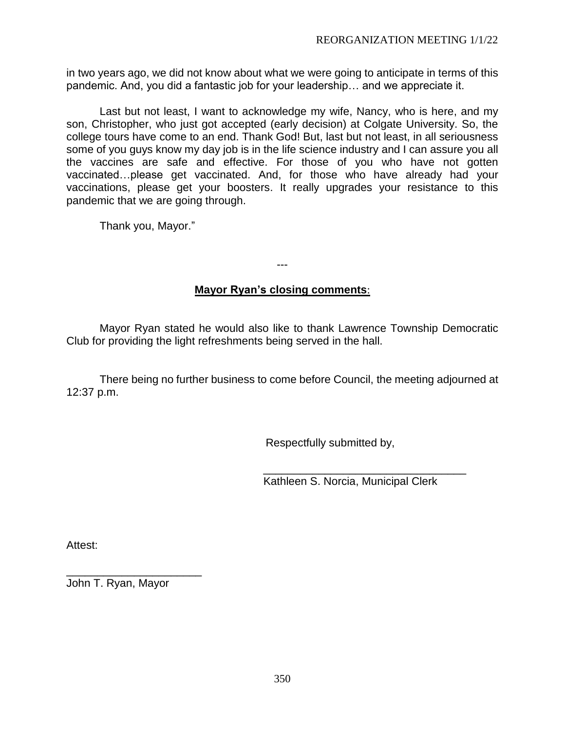in two years ago, we did not know about what we were going to anticipate in terms of this pandemic. And, you did a fantastic job for your leadership… and we appreciate it.

Last but not least, I want to acknowledge my wife, Nancy, who is here, and my son, Christopher, who just got accepted (early decision) at Colgate University. So, the college tours have come to an end. Thank God! But, last but not least, in all seriousness some of you guys know my day job is in the life science industry and I can assure you all the vaccines are safe and effective. For those of you who have not gotten vaccinated…please get vaccinated. And, for those who have already had your vaccinations, please get your boosters. It really upgrades your resistance to this pandemic that we are going through.

Thank you, Mayor."

---

**Mayor Ryan's closing comments**:

Mayor Ryan stated he would also like to thank Lawrence Township Democratic Club for providing the light refreshments being served in the hall.

There being no further business to come before Council, the meeting adjourned at 12:37 p.m.

Respectfully submitted by,

\_\_\_\_\_\_\_\_\_\_\_\_\_\_\_\_\_\_\_\_\_\_\_\_\_\_\_\_\_\_\_\_\_\_
Kathleen S. Norcia, Municipal Clerk

Attest:

\_\_\_\_\_\_\_\_\_\_\_\_\_\_\_\_\_\_\_\_\_\_\_
John T. Ryan, Mayor